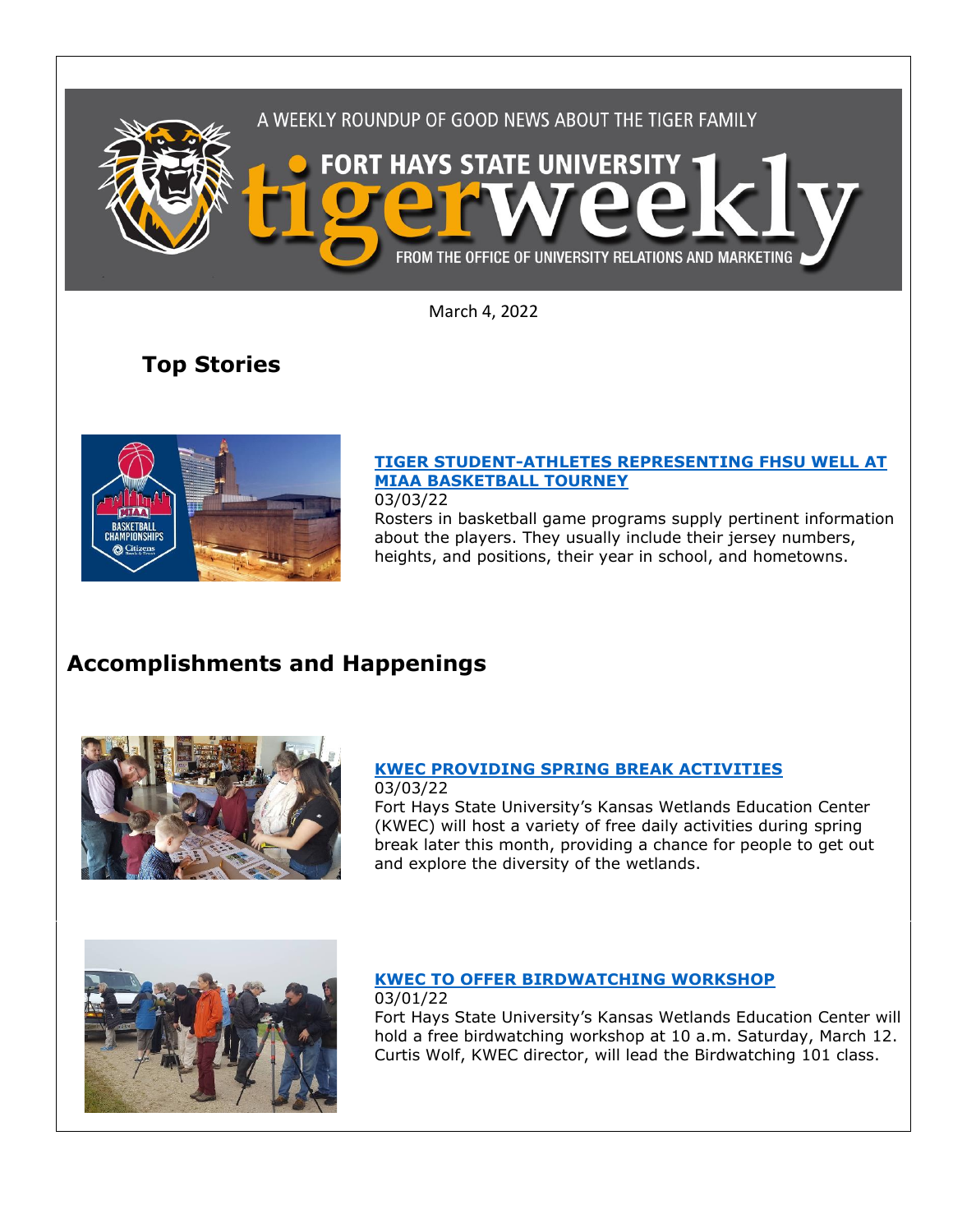A WEEKLY ROUNDUP OF GOOD NEWS ABOUT THE TIGER FAMILY

FORT HAYS STATE UNIVERSITY tigerweekly

FROM THE OFFICE OF UNIVERSITY RELATIONS AND MARKETING

March 4, 2022

## Top Stories

### TIGER STUDENT-ATHLETES REPRESENTING FHSU WELL AT MIAA BASKETBALL TOURNEY

03/03/22

Rosters in basketball game programs supply pertinent information about the players. They usually include their jersey numbers, heights, and positions, their year in school, and hometowns.

## Accomplishments and Happenings

### KWEC PROVIDING SPRING BREAK ACTIVITIES

03/03/22

Fort Hays State University's Kansas Wetlands Education Center (KWEC) will host a variety of free daily activities during spring break later this month, providing a chance for people to get out and explore the diversity of the wetlands.

### KWEC TO OFFER BIRDWATCHING WORKSHOP

03/01/22

Fort Hays State University's Kansas Wetlands Education Center will hold a free birdwatching workshop at 10 a.m. Saturday, March 12. Curtis Wolf, KWEC director, will lead the Birdwatching 101 class.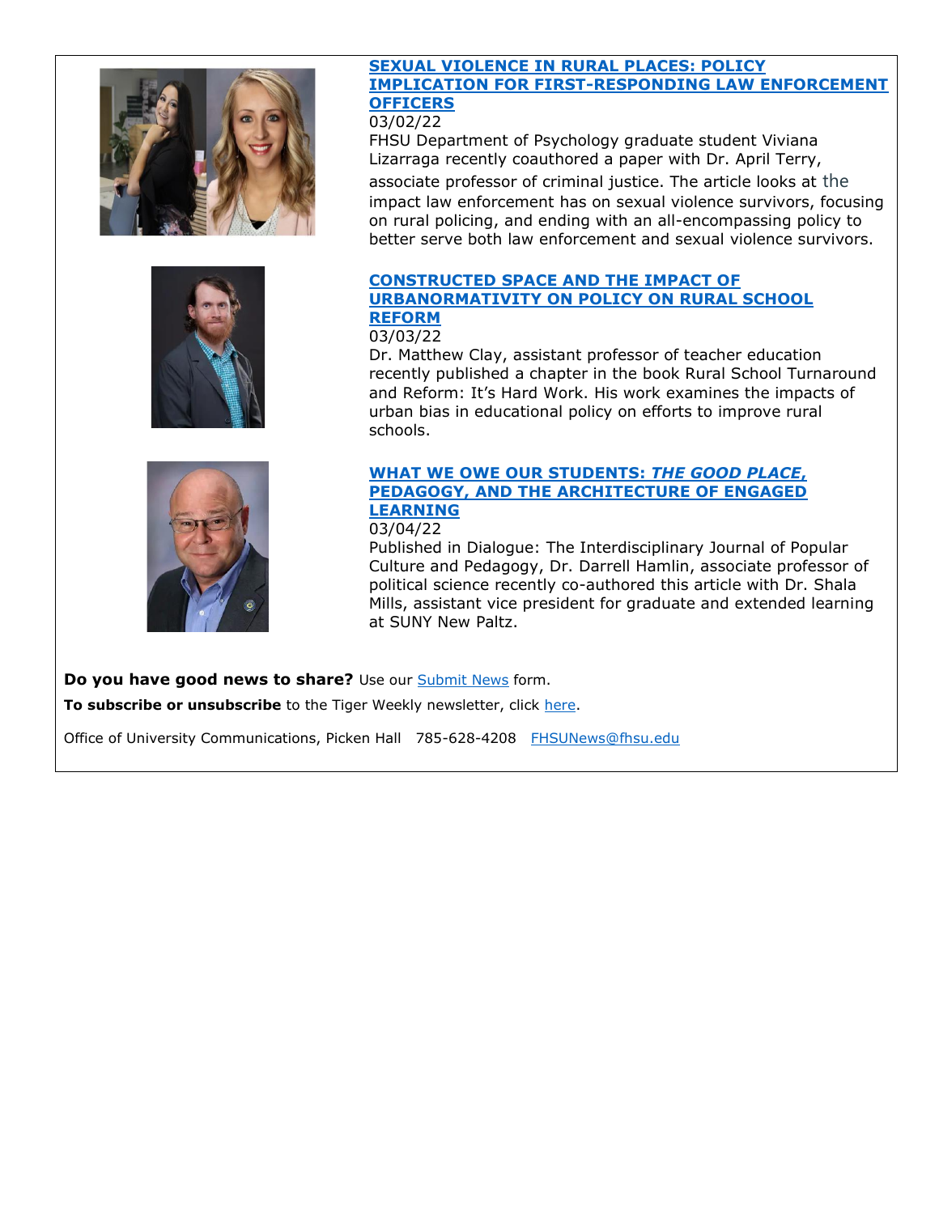### [SEXUAL VIOLENCE IN RURAL PLACES: POLICY IMPLICATION FOR FIRST-RESPONDING LAW ENFORCEMENT OFFICERS]

03/02/22

FHSU Department of Psychology graduate student Viviana Lizarraga recently coauthored a paper with Dr. April Terry, associate professor of criminal justice. The article looks at the impact law enforcement has on sexual violence survivors, focusing on rural policing, and ending with an all-encompassing policy to better serve both law enforcement and sexual violence survivors.

### [CONSTRUCTED SPACE AND THE IMPACT OF URBANORMATIVITY ON POLICY ON RURAL SCHOOL REFORM]

03/03/22

Dr. Matthew Clay, assistant professor of teacher education recently published a chapter in the book Rural School Turnaround and Reform: It's Hard Work. His work examines the impacts of urban bias in educational policy on efforts to improve rural schools.

### [WHAT WE OWE OUR STUDENTS: *THE GOOD PLACE*, PEDAGOGY, AND THE ARCHITECTURE OF ENGAGED LEARNING]

03/04/22

Published in Dialogue: The Interdisciplinary Journal of Popular Culture and Pedagogy, Dr. Darrell Hamlin, associate professor of political science recently co-authored this article with Dr. Shala Mills, assistant vice president for graduate and extended learning at SUNY New Paltz.

**Do you have good news to share?** Use our Submit News form.

**To subscribe or unsubscribe** to the Tiger Weekly newsletter, click here.

Office of University Communications, Picken Hall 785-628-4208 FHSUNews@fhsu.edu